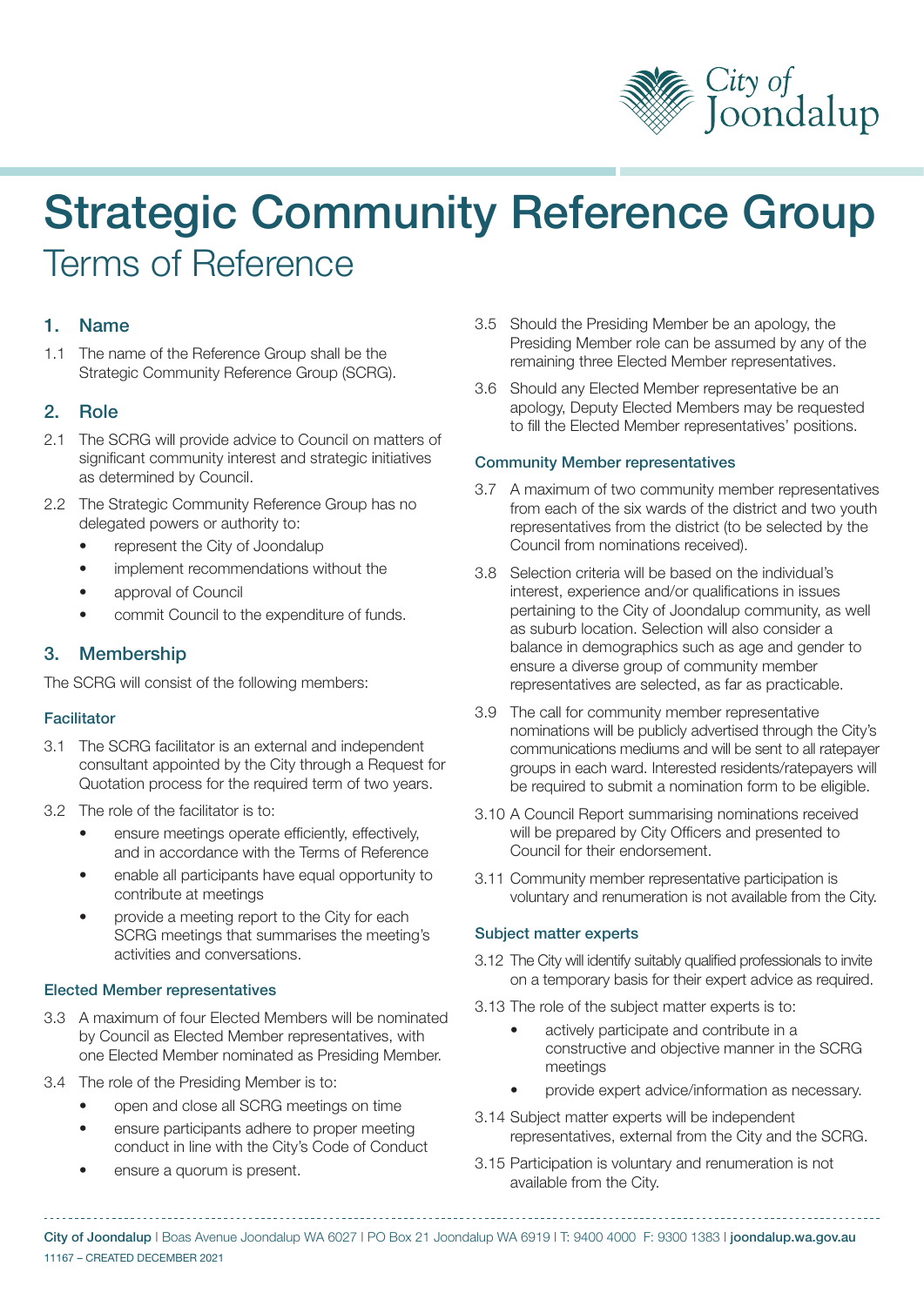# Strategic Community Reference Group

## Terms of Reference

### 1. Name

1.1 The name of the Reference Group shall be the Strategic Community Reference Group (SCRG).

### 2. Role

2.1 The SCRG will provide advice to Council on matters of significant community interest and strategic initiatives as determined by Council.

2.2 The Strategic Community Reference Group has no delegated powers or authority to:

- represent the City of Joondalup
- implement recommendations without the
- approval of Council
- commit Council to the expenditure of funds.

### 3. Membership

The SCRG will consist of the following members:

#### Facilitator

3.1 The SCRG facilitator is an external and independent consultant appointed by the City through a Request for Quotation process for the required term of two years.

3.2 The role of the facilitator is to:

- ensure meetings operate efficiently, effectively, and in accordance with the Terms of Reference
- enable all participants have equal opportunity to contribute at meetings
- provide a meeting report to the City for each SCRG meetings that summarises the meeting's activities and conversations.

#### Elected Member representatives

3.3 A maximum of four Elected Members will be nominated by Council as Elected Member representatives, with one Elected Member nominated as Presiding Member.

3.4 The role of the Presiding Member is to:

- open and close all SCRG meetings on time
- ensure participants adhere to proper meeting conduct in line with the City's Code of Conduct
- ensure a quorum is present.

3.5 Should the Presiding Member be an apology, the Presiding Member role can be assumed by any of the remaining three Elected Member representatives.

3.6 Should any Elected Member representative be an apology, Deputy Elected Members may be requested to fill the Elected Member representatives' positions.

#### Community Member representatives

3.7 A maximum of two community member representatives from each of the six wards of the district and two youth representatives from the district (to be selected by the Council from nominations received).

3.8 Selection criteria will be based on the individual's interest, experience and/or qualifications in issues pertaining to the City of Joondalup community, as well as suburb location. Selection will also consider a balance in demographics such as age and gender to ensure a diverse group of community member representatives are selected, as far as practicable.

3.9 The call for community member representative nominations will be publicly advertised through the City's communications mediums and will be sent to all ratepayer groups in each ward. Interested residents/ratepayers will be required to submit a nomination form to be eligible.

3.10 A Council Report summarising nominations received will be prepared by City Officers and presented to Council for their endorsement.

3.11 Community member representative participation is voluntary and renumeration is not available from the City.

#### Subject matter experts

3.12 The City will identify suitably qualified professionals to invite on a temporary basis for their expert advice as required.

3.13 The role of the subject matter experts is to:

- actively participate and contribute in a constructive and objective manner in the SCRG meetings
- provide expert advice/information as necessary.

3.14 Subject matter experts will be independent representatives, external from the City and the SCRG.

3.15 Participation is voluntary and renumeration is not available from the City.

**City of Joondalup** | Boas Avenue Joondalup WA 6027 | PO Box 21 Joondalup WA 6919 | T: 9400 4000 F: 9300 1383 | **joondalup.wa.gov.au**

11167 – CREATED DECEMBER 2021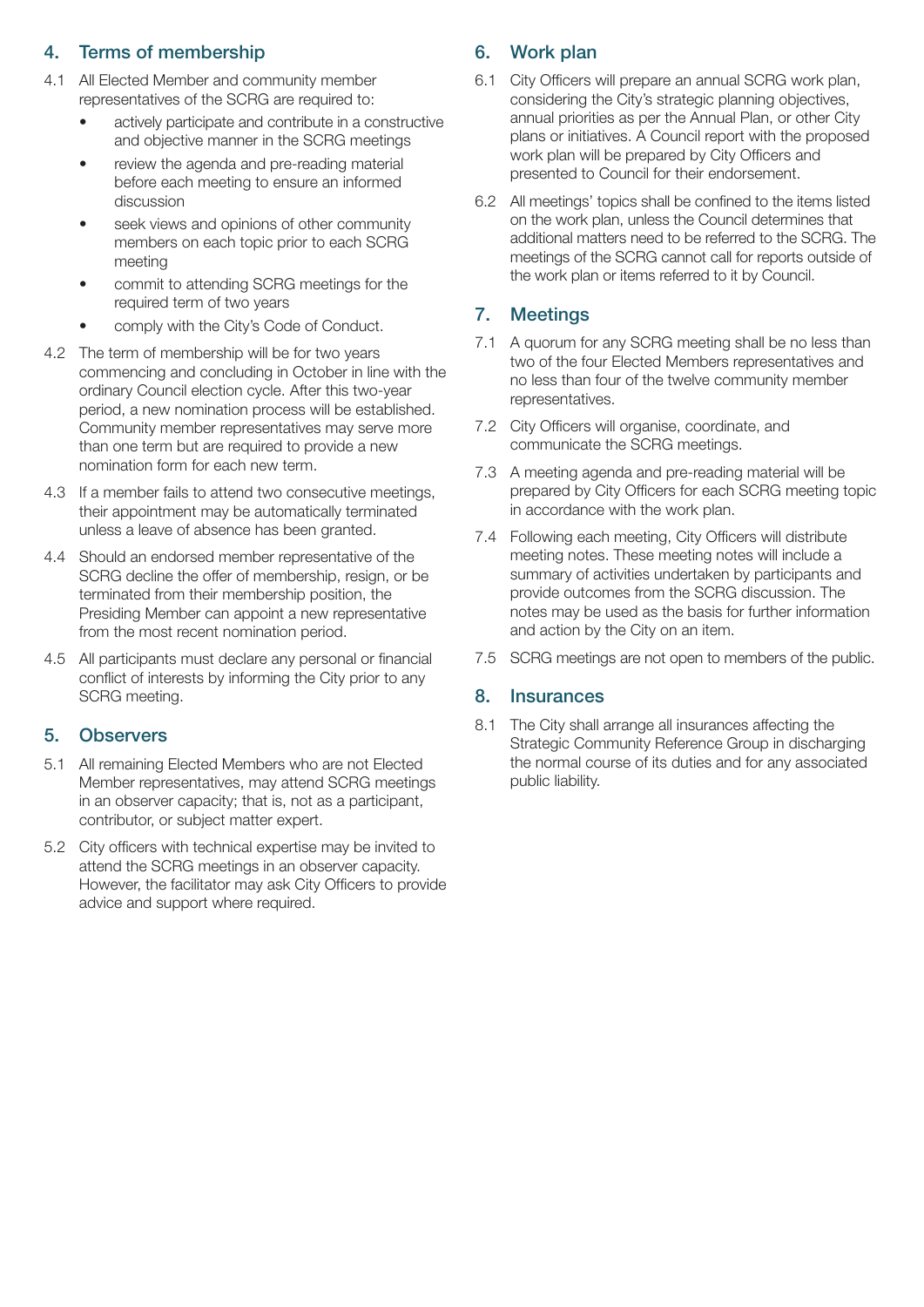## 4. Terms of membership

4.1 All Elected Member and community member representatives of the SCRG are required to:

- actively participate and contribute in a constructive and objective manner in the SCRG meetings
- review the agenda and pre-reading material before each meeting to ensure an informed discussion
- seek views and opinions of other community members on each topic prior to each SCRG meeting
- commit to attending SCRG meetings for the required term of two years
- comply with the City's Code of Conduct.

4.2 The term of membership will be for two years commencing and concluding in October in line with the ordinary Council election cycle. After this two-year period, a new nomination process will be established. Community member representatives may serve more than one term but are required to provide a new nomination form for each new term.

4.3 If a member fails to attend two consecutive meetings, their appointment may be automatically terminated unless a leave of absence has been granted.

4.4 Should an endorsed member representative of the SCRG decline the offer of membership, resign, or be terminated from their membership position, the Presiding Member can appoint a new representative from the most recent nomination period.

4.5 All participants must declare any personal or financial conflict of interests by informing the City prior to any SCRG meeting.

## 5. Observers

5.1 All remaining Elected Members who are not Elected Member representatives, may attend SCRG meetings in an observer capacity; that is, not as a participant, contributor, or subject matter expert.

5.2 City officers with technical expertise may be invited to attend the SCRG meetings in an observer capacity. However, the facilitator may ask City Officers to provide advice and support where required.

## 6. Work plan

6.1 City Officers will prepare an annual SCRG work plan, considering the City's strategic planning objectives, annual priorities as per the Annual Plan, or other City plans or initiatives. A Council report with the proposed work plan will be prepared by City Officers and presented to Council for their endorsement.

6.2 All meetings' topics shall be confined to the items listed on the work plan, unless the Council determines that additional matters need to be referred to the SCRG. The meetings of the SCRG cannot call for reports outside of the work plan or items referred to it by Council.

## 7. Meetings

7.1 A quorum for any SCRG meeting shall be no less than two of the four Elected Members representatives and no less than four of the twelve community member representatives.

7.2 City Officers will organise, coordinate, and communicate the SCRG meetings.

7.3 A meeting agenda and pre-reading material will be prepared by City Officers for each SCRG meeting topic in accordance with the work plan.

7.4 Following each meeting, City Officers will distribute meeting notes. These meeting notes will include a summary of activities undertaken by participants and provide outcomes from the SCRG discussion. The notes may be used as the basis for further information and action by the City on an item.

7.5 SCRG meetings are not open to members of the public.

## 8. Insurances

8.1 The City shall arrange all insurances affecting the Strategic Community Reference Group in discharging the normal course of its duties and for any associated public liability.